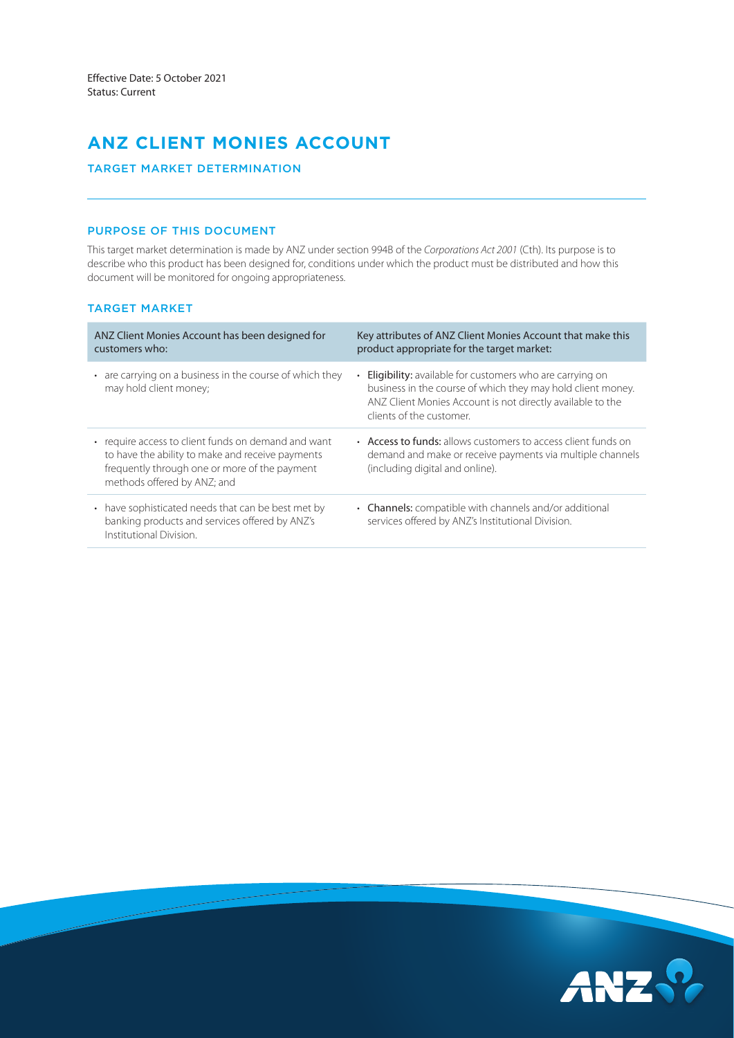Effective Date: 5 October 2021
Status: Current

# ANZ CLIENT MONIES ACCOUNT

## TARGET MARKET DETERMINATION

### PURPOSE OF THIS DOCUMENT

This target market determination is made by ANZ under section 994B of the *Corporations Act 2001* (Cth). Its purpose is to describe who this product has been designed for, conditions under which the product must be distributed and how this document will be monitored for ongoing appropriateness.

### TARGET MARKET

| ANZ Client Monies Account has been designed for customers who: | Key attributes of ANZ Client Monies Account that make this product appropriate for the target market: |
| --- | --- |
| • are carrying on a business in the course of which they may hold client money; | • **Eligibility:** available for customers who are carrying on business in the course of which they may hold client money. ANZ Client Monies Account is not directly available to the clients of the customer. |
| • require access to client funds on demand and want to have the ability to make and receive payments frequently through one or more of the payment methods offered by ANZ; and | • **Access to funds:** allows customers to access client funds on demand and make or receive payments via multiple channels (including digital and online). |
| • have sophisticated needs that can be best met by banking products and services offered by ANZ's Institutional Division. | • **Channels:** compatible with channels and/or additional services offered by ANZ's Institutional Division. |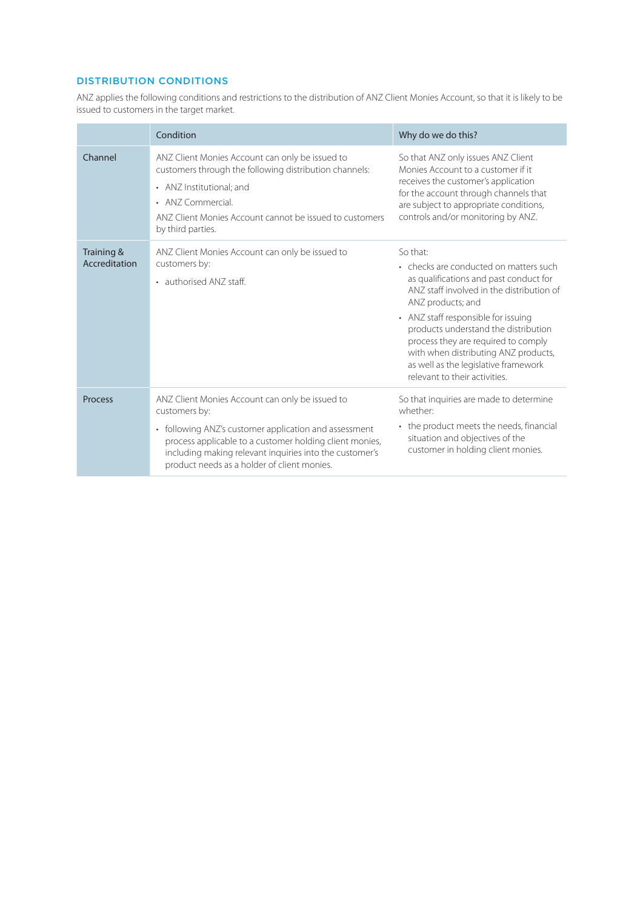## DISTRIBUTION CONDITIONS

ANZ applies the following conditions and restrictions to the distribution of ANZ Client Monies Account, so that it is likely to be issued to customers in the target market.

| | Condition | Why do we do this? |
|---|---|---|
| Channel | ANZ Client Monies Account can only be issued to customers through the following distribution channels:<br>• ANZ Institutional; and<br>• ANZ Commercial.<br>ANZ Client Monies Account cannot be issued to customers by third parties. | So that ANZ only issues ANZ Client Monies Account to a customer if it receives the customer's application for the account through channels that are subject to appropriate conditions, controls and/or monitoring by ANZ. |
| Training & Accreditation | ANZ Client Monies Account can only be issued to customers by:<br>• authorised ANZ staff. | So that:<br>• checks are conducted on matters such as qualifications and past conduct for ANZ staff involved in the distribution of ANZ products; and<br>• ANZ staff responsible for issuing products understand the distribution process they are required to comply with when distributing ANZ products, as well as the legislative framework relevant to their activities. |
| Process | ANZ Client Monies Account can only be issued to customers by:<br>• following ANZ's customer application and assessment process applicable to a customer holding client monies, including making relevant inquiries into the customer's product needs as a holder of client monies. | So that inquiries are made to determine whether:<br>• the product meets the needs, financial situation and objectives of the customer in holding client monies. |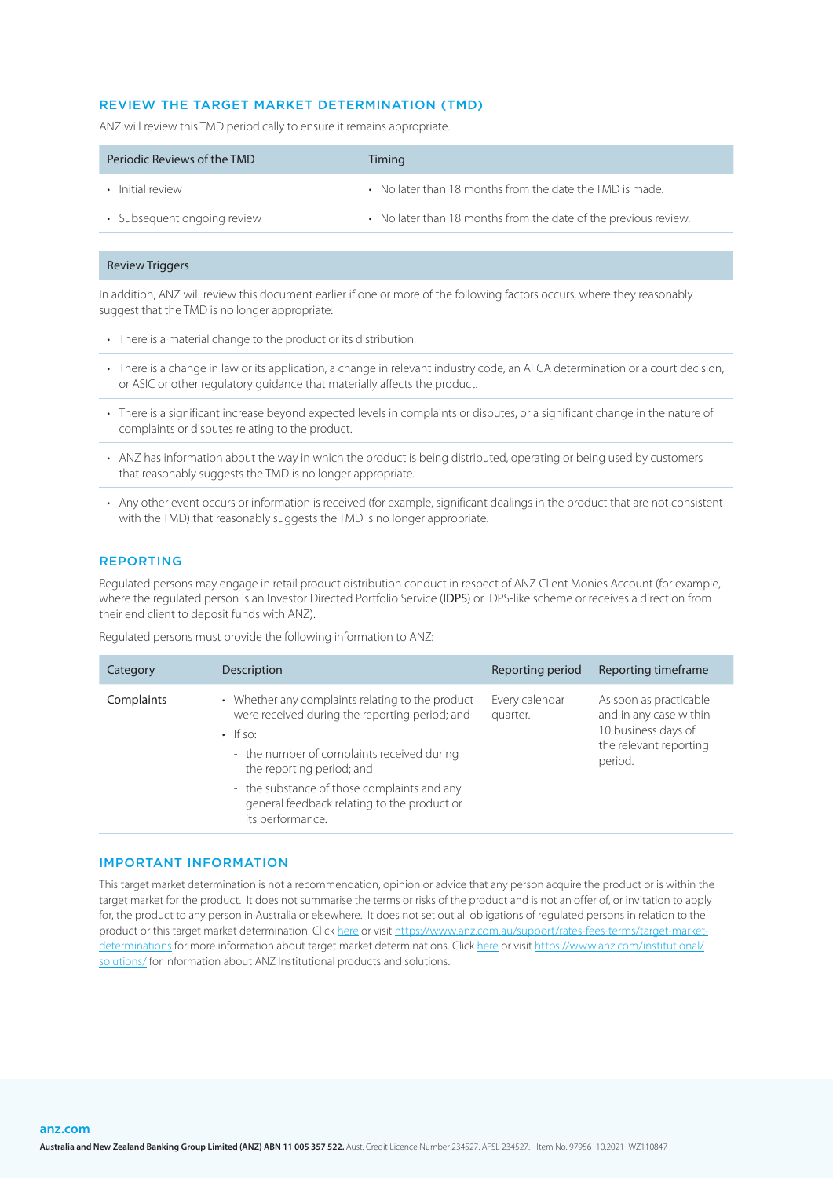## REVIEW THE TARGET MARKET DETERMINATION (TMD)

ANZ will review this TMD periodically to ensure it remains appropriate.

| Periodic Reviews of the TMD | Timing |
|---|---|
| • Initial review | • No later than 18 months from the date the TMD is made. |
| • Subsequent ongoing review | • No later than 18 months from the date of the previous review. |

### Review Triggers

In addition, ANZ will review this document earlier if one or more of the following factors occurs, where they reasonably suggest that the TMD is no longer appropriate:

- There is a material change to the product or its distribution.
- There is a change in law or its application, a change in relevant industry code, an AFCA determination or a court decision, or ASIC or other regulatory guidance that materially affects the product.
- There is a significant increase beyond expected levels in complaints or disputes, or a significant change in the nature of complaints or disputes relating to the product.
- ANZ has information about the way in which the product is being distributed, operating or being used by customers that reasonably suggests the TMD is no longer appropriate.
- Any other event occurs or information is received (for example, significant dealings in the product that are not consistent with the TMD) that reasonably suggests the TMD is no longer appropriate.

## REPORTING

Regulated persons may engage in retail product distribution conduct in respect of ANZ Client Monies Account (for example, where the regulated person is an Investor Directed Portfolio Service (IDPS) or IDPS-like scheme or receives a direction from their end client to deposit funds with ANZ).

Regulated persons must provide the following information to ANZ:

| Category | Description | Reporting period | Reporting timeframe |
|---|---|---|---|
| Complaints | • Whether any complaints relating to the product were received during the reporting period; and<br>• If so:<br>- the number of complaints received during the reporting period; and<br>- the substance of those complaints and any general feedback relating to the product or its performance. | Every calendar quarter. | As soon as practicable and in any case within 10 business days of the relevant reporting period. |

## IMPORTANT INFORMATION

This target market determination is not a recommendation, opinion or advice that any person acquire the product or is within the target market for the product. It does not summarise the terms or risks of the product and is not an offer of, or invitation to apply for, the product to any person in Australia or elsewhere. It does not set out all obligations of regulated persons in relation to the product or this target market determination. Click here or visit https://www.anz.com.au/support/rates-fees-terms/target-market-determinations for more information about target market determinations. Click here or visit https://www.anz.com/institutional/solutions/ for information about ANZ Institutional products and solutions.

anz.com

**Australia and New Zealand Banking Group Limited (ANZ) ABN 11 005 357 522.** Aust. Credit Licence Number 234527. AFSL 234527. Item No. 97956 10.2021 WZ110847